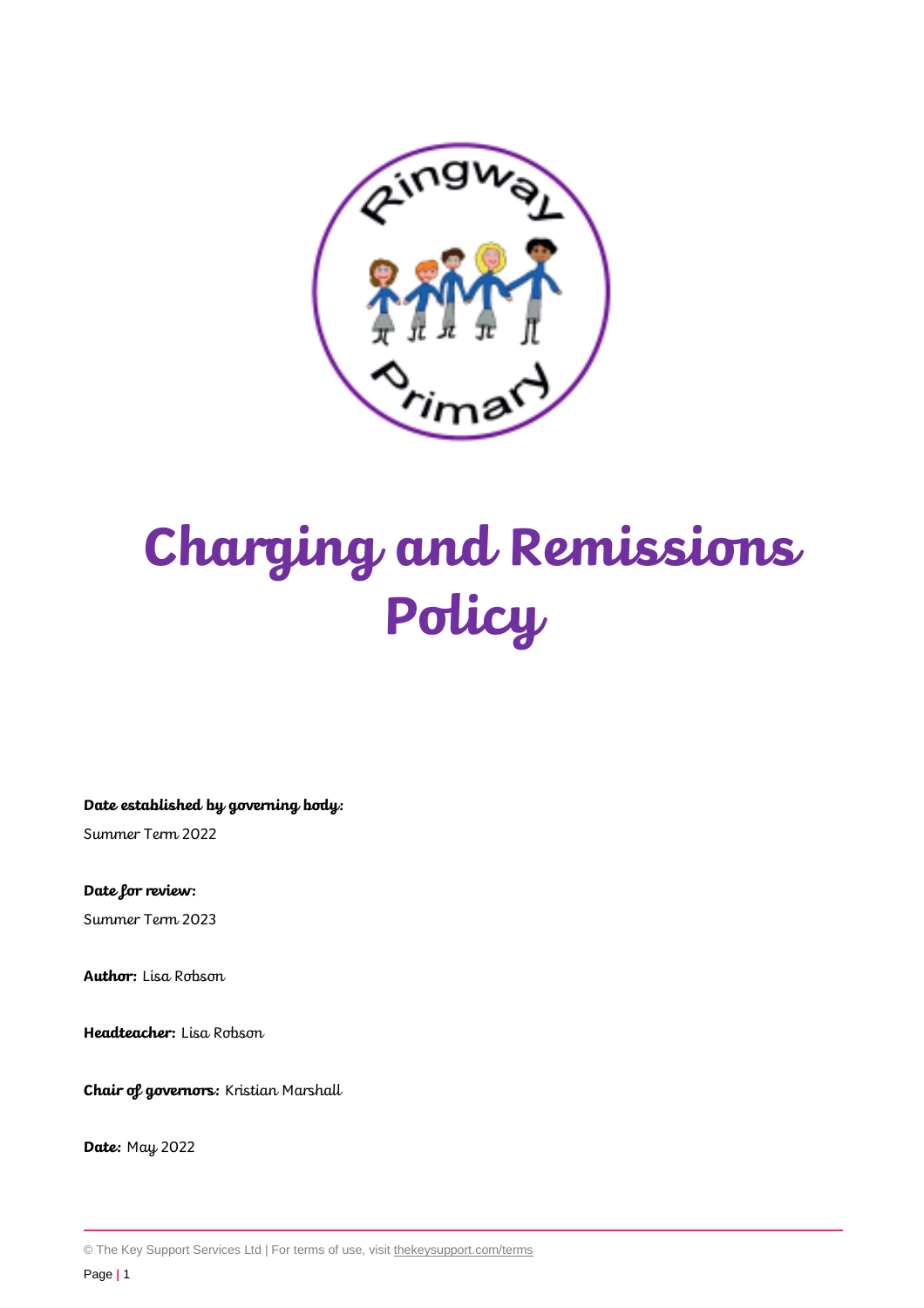# Charging and Remissions Policy

**Date established by governing body:**

Summer Term 2022

**Date for review:**

Summer Term 2023

**Author:** Lisa Robson

**Headteacher:** Lisa Robson

**Chair of governors:** Kristian Marshall

**Date:** May 2022

© The Key Support Services Ltd | For terms of use, visit thekeysupport.com/terms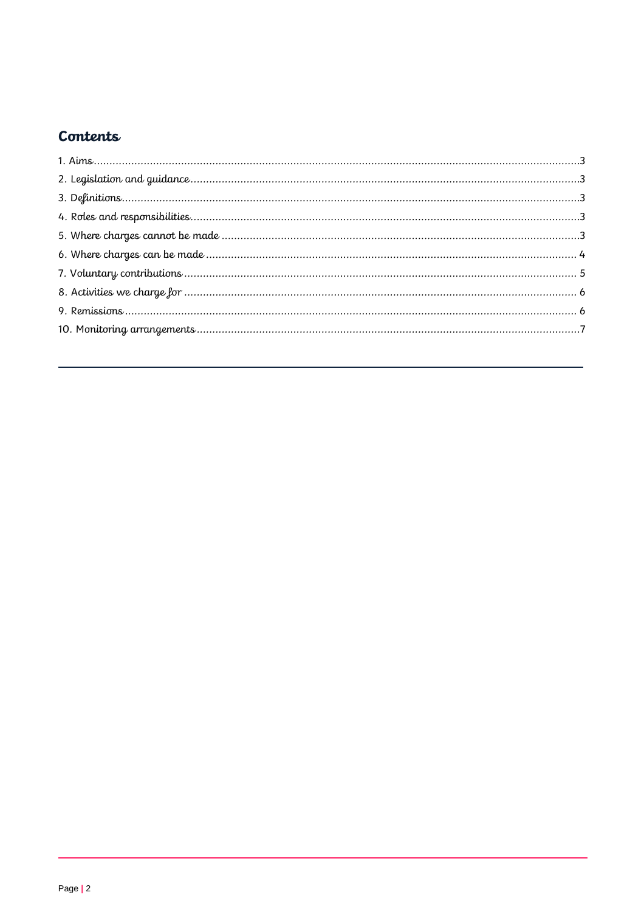## Contents

1. Aims....3
2. Legislation and guidance....3
3. Definitions....3
4. Roles and responsibilities....3
5. Where charges cannot be made....3
6. Where charges can be made....4
7. Voluntary contributions....5
8. Activities we charge for....6
9. Remissions....6
10. Monitoring arrangements....7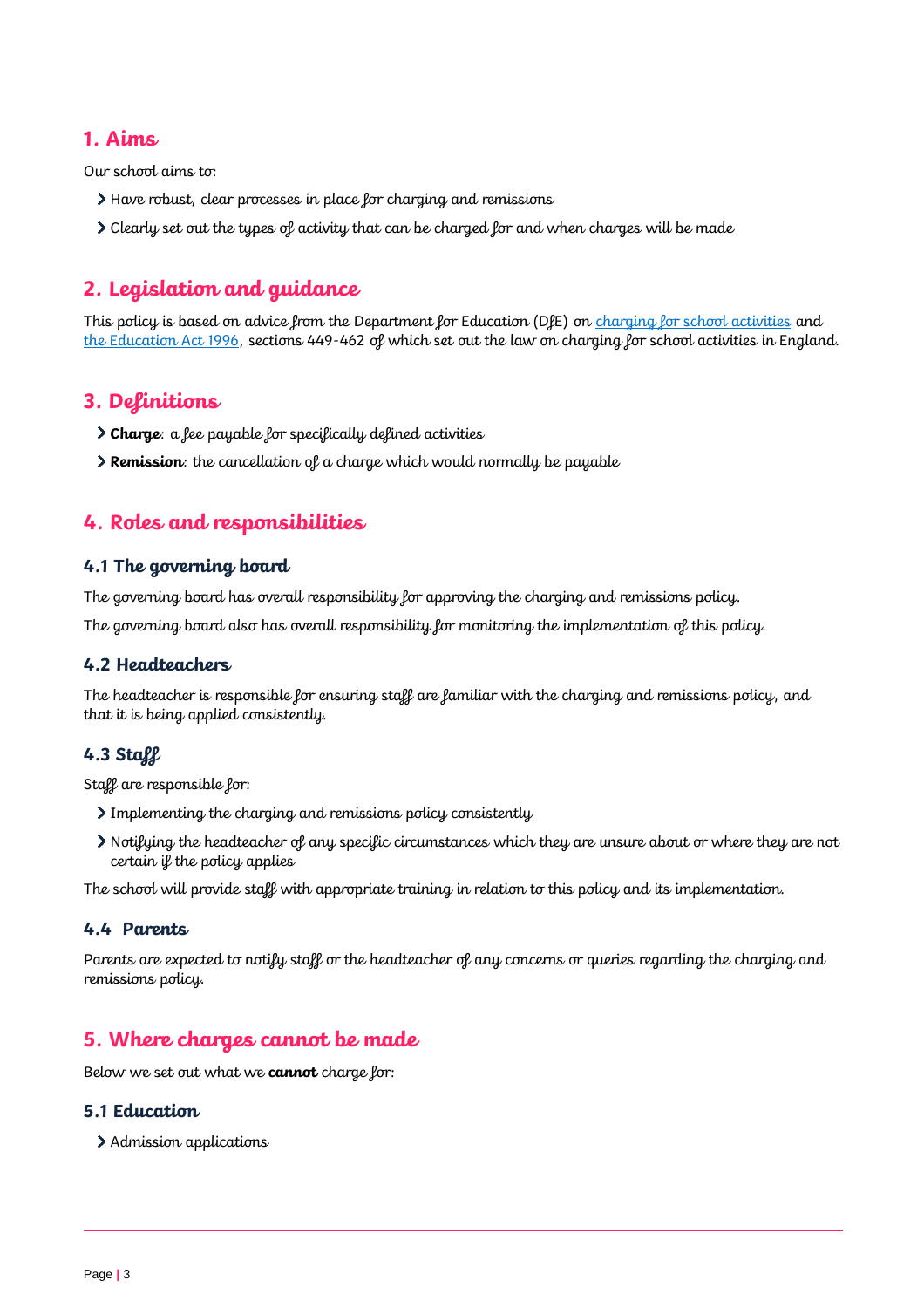## 1. Aims

Our school aims to:

- Have robust, clear processes in place for charging and remissions
- Clearly set out the types of activity that can be charged for and when charges will be made

## 2. Legislation and guidance

This policy is based on advice from the Department for Education (DfE) on [charging for school activities](#) and [the Education Act 1996](#), sections 449-462 of which set out the law on charging for school activities in England.

## 3. Definitions

- **Charge**: a fee payable for specifically defined activities
- **Remission**: the cancellation of a charge which would normally be payable

## 4. Roles and responsibilities

### 4.1 The governing board

The governing board has overall responsibility for approving the charging and remissions policy.

The governing board also has overall responsibility for monitoring the implementation of this policy.

### 4.2 Headteachers

The headteacher is responsible for ensuring staff are familiar with the charging and remissions policy, and that it is being applied consistently.

### 4.3 Staff

Staff are responsible for:

- Implementing the charging and remissions policy consistently
- Notifying the headteacher of any specific circumstances which they are unsure about or where they are not certain if the policy applies

The school will provide staff with appropriate training in relation to this policy and its implementation.

### 4.4 Parents

Parents are expected to notify staff or the headteacher of any concerns or queries regarding the charging and remissions policy.

## 5. Where charges cannot be made

Below we set out what we **cannot** charge for:

### 5.1 Education

- Admission applications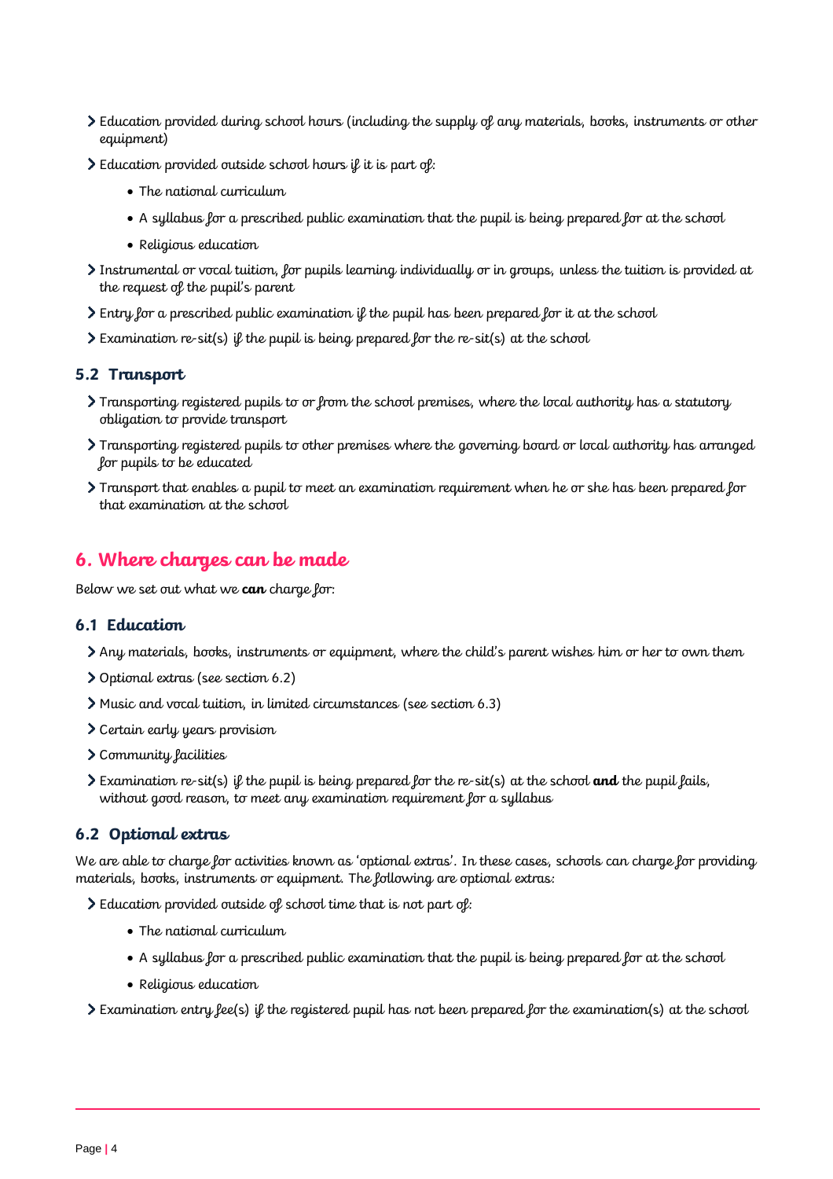- Education provided during school hours (including the supply of any materials, books, instruments or other equipment)
- Education provided outside school hours if it is part of:
  - The national curriculum
  - A syllabus for a prescribed public examination that the pupil is being prepared for at the school
  - Religious education
- Instrumental or vocal tuition, for pupils learning individually or in groups, unless the tuition is provided at the request of the pupil's parent
- Entry for a prescribed public examination if the pupil has been prepared for it at the school
- Examination re-sit(s) if the pupil is being prepared for the re-sit(s) at the school

### 5.2 Transport

- Transporting registered pupils to or from the school premises, where the local authority has a statutory obligation to provide transport
- Transporting registered pupils to other premises where the governing board or local authority has arranged for pupils to be educated
- Transport that enables a pupil to meet an examination requirement when he or she has been prepared for that examination at the school

## 6. Where charges can be made

Below we set out what we **can** charge for:

### 6.1 Education

- Any materials, books, instruments or equipment, where the child's parent wishes him or her to own them
- Optional extras (see section 6.2)
- Music and vocal tuition, in limited circumstances (see section 6.3)
- Certain early years provision
- Community facilities
- Examination re-sit(s) if the pupil is being prepared for the re-sit(s) at the school **and** the pupil fails, without good reason, to meet any examination requirement for a syllabus

### 6.2 Optional extras

We are able to charge for activities known as 'optional extras'. In these cases, schools can charge for providing materials, books, instruments or equipment. The following are optional extras:

- Education provided outside of school time that is not part of:
  - The national curriculum
  - A syllabus for a prescribed public examination that the pupil is being prepared for at the school
  - Religious education
- Examination entry fee(s) if the registered pupil has not been prepared for the examination(s) at the school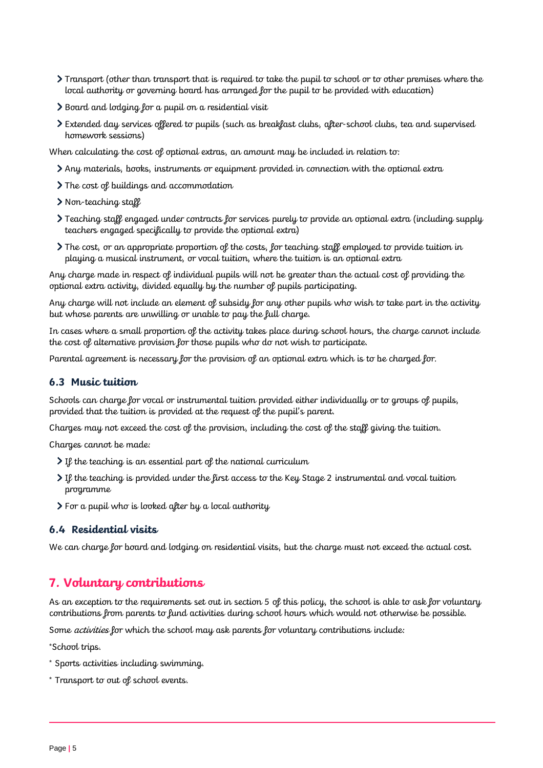- Transport (other than transport that is required to take the pupil to school or to other premises where the local authority or governing board has arranged for the pupil to be provided with education)
- Board and lodging for a pupil on a residential visit
- Extended day services offered to pupils (such as breakfast clubs, after-school clubs, tea and supervised homework sessions)

When calculating the cost of optional extras, an amount may be included in relation to:

- Any materials, books, instruments or equipment provided in connection with the optional extra
- The cost of buildings and accommodation
- Non-teaching staff
- Teaching staff engaged under contracts for services purely to provide an optional extra (including supply teachers engaged specifically to provide the optional extra)
- The cost, or an appropriate proportion of the costs, for teaching staff employed to provide tuition in playing a musical instrument, or vocal tuition, where the tuition is an optional extra

Any charge made in respect of individual pupils will not be greater than the actual cost of providing the optional extra activity, divided equally by the number of pupils participating.

Any charge will not include an element of subsidy for any other pupils who wish to take part in the activity but whose parents are unwilling or unable to pay the full charge.

In cases where a small proportion of the activity takes place during school hours, the charge cannot include the cost of alternative provision for those pupils who do not wish to participate.

Parental agreement is necessary for the provision of an optional extra which is to be charged for.

### 6.3 Music tuition

Schools can charge for vocal or instrumental tuition provided either individually or to groups of pupils, provided that the tuition is provided at the request of the pupil's parent.

Charges may not exceed the cost of the provision, including the cost of the staff giving the tuition.

Charges cannot be made:

- If the teaching is an essential part of the national curriculum
- If the teaching is provided under the first access to the Key Stage 2 instrumental and vocal tuition programme
- For a pupil who is looked after by a local authority

### 6.4 Residential visits

We can charge for board and lodging on residential visits, but the charge must not exceed the actual cost.

## 7. Voluntary contributions

As an exception to the requirements set out in section 5 of this policy, the school is able to ask for voluntary contributions from parents to fund activities during school hours which would not otherwise be possible.

Some *activities* for which the school may ask parents for voluntary contributions include:

*School trips.

* Sports activities including swimming.

* Transport to out of school events.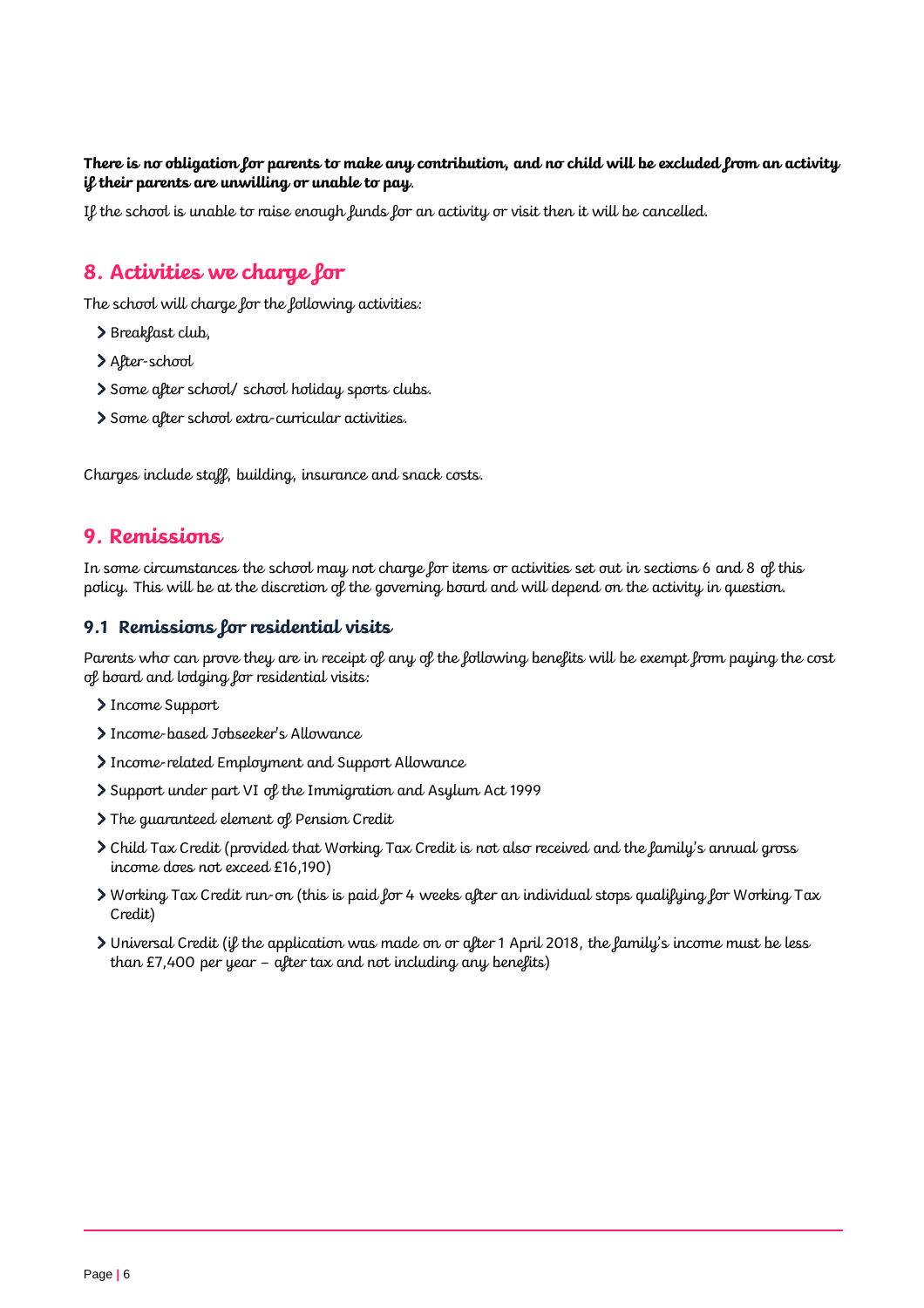**There is no obligation for parents to make any contribution, and no child will be excluded from an activity if their parents are unwilling or unable to pay.**

If the school is unable to raise enough funds for an activity or visit then it will be cancelled.

## 8. Activities we charge for

The school will charge for the following activities:

- Breakfast club,
- After-school
- Some after school/ school holiday sports clubs.
- Some after school extra-curricular activities.

Charges include staff, building, insurance and snack costs.

## 9. Remissions

In some circumstances the school may not charge for items or activities set out in sections 6 and 8 of this policy. This will be at the discretion of the governing board and will depend on the activity in question.

### 9.1 Remissions for residential visits

Parents who can prove they are in receipt of any of the following benefits will be exempt from paying the cost of board and lodging for residential visits:

- Income Support
- Income-based Jobseeker's Allowance
- Income-related Employment and Support Allowance
- Support under part VI of the Immigration and Asylum Act 1999
- The guaranteed element of Pension Credit
- Child Tax Credit (provided that Working Tax Credit is not also received and the family's annual gross income does not exceed £16,190)
- Working Tax Credit run-on (this is paid for 4 weeks after an individual stops qualifying for Working Tax Credit)
- Universal Credit (if the application was made on or after 1 April 2018, the family's income must be less than £7,400 per year – after tax and not including any benefits)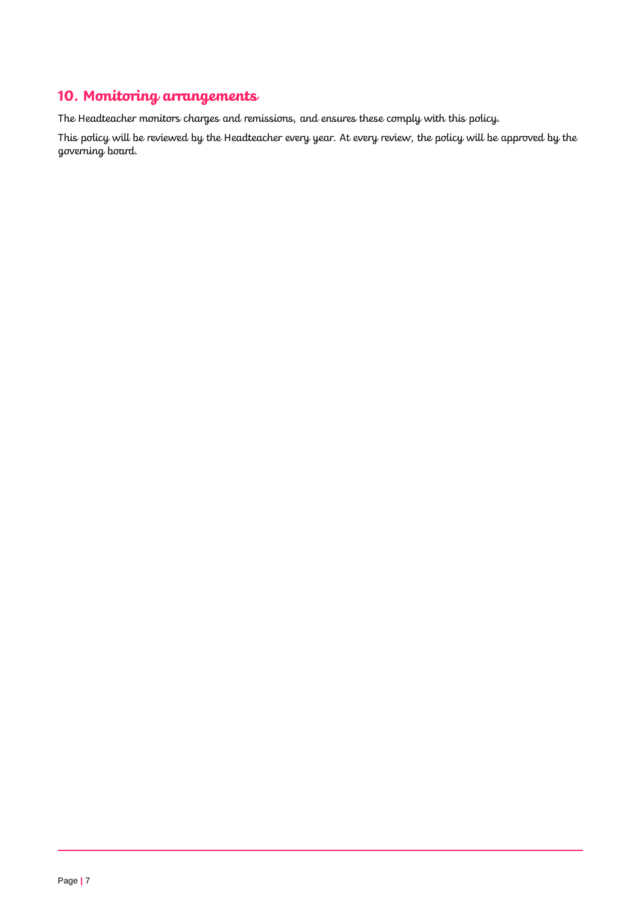## 10. Monitoring arrangements

The Headteacher monitors charges and remissions, and ensures these comply with this policy.

This policy will be reviewed by the Headteacher every year. At every review, the policy will be approved by the governing board.